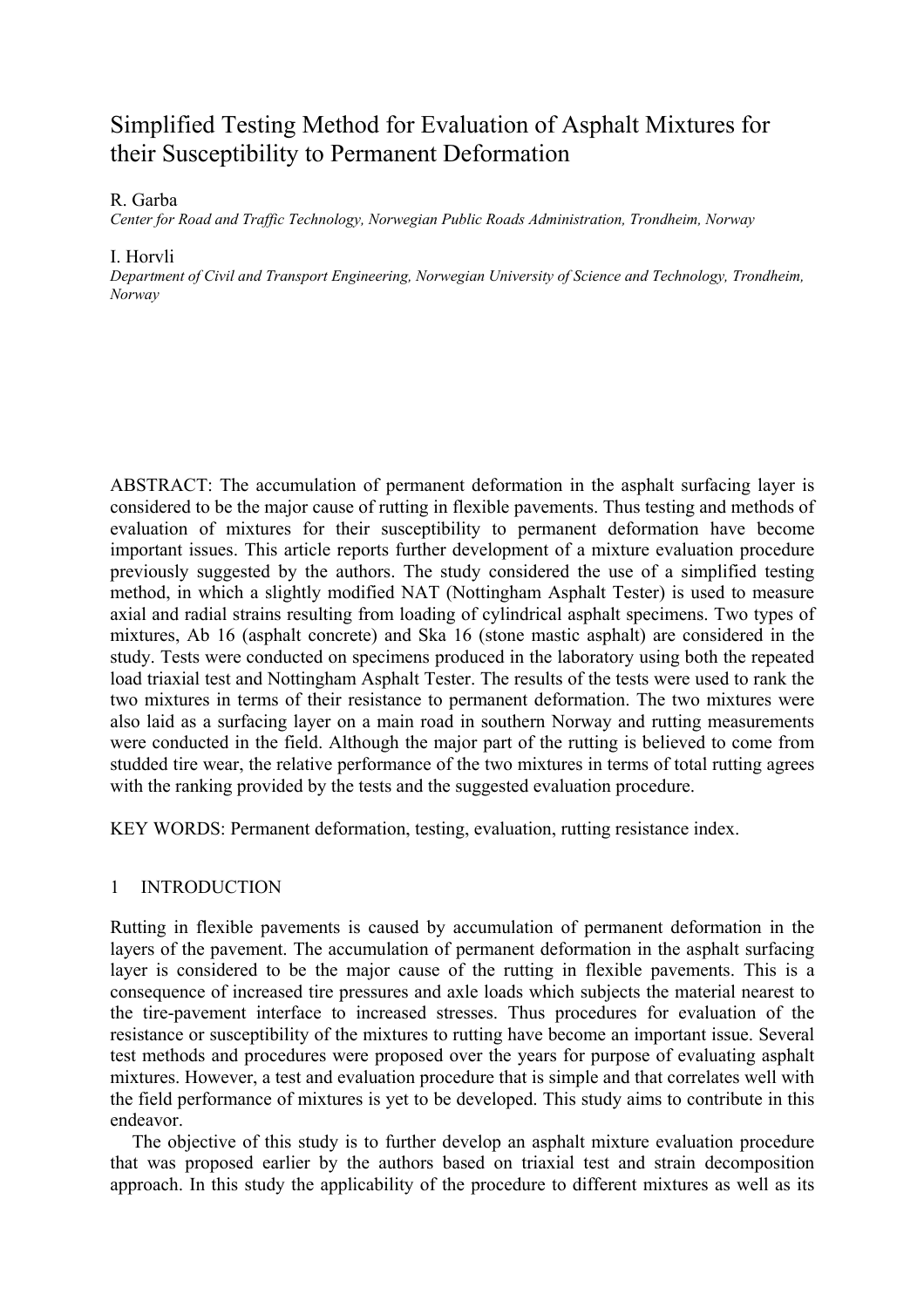# Simplified Testing Method for Evaluation of Asphalt Mixtures for their Susceptibility to Permanent Deformation

R. Garba

*Center for Road and Traffic Technology, Norwegian Public Roads Administration, Trondheim, Norway*

I. Horvli

*Department of Civil and Transport Engineering, Norwegian University of Science and Technology, Trondheim, Norway*

ABSTRACT: The accumulation of permanent deformation in the asphalt surfacing layer is considered to be the major cause of rutting in flexible pavements. Thus testing and methods of evaluation of mixtures for their susceptibility to permanent deformation have become important issues. This article reports further development of a mixture evaluation procedure previously suggested by the authors. The study considered the use of a simplified testing method, in which a slightly modified NAT (Nottingham Asphalt Tester) is used to measure axial and radial strains resulting from loading of cylindrical asphalt specimens. Two types of mixtures, Ab 16 (asphalt concrete) and Ska 16 (stone mastic asphalt) are considered in the study. Tests were conducted on specimens produced in the laboratory using both the repeated load triaxial test and Nottingham Asphalt Tester. The results of the tests were used to rank the two mixtures in terms of their resistance to permanent deformation. The two mixtures were also laid as a surfacing layer on a main road in southern Norway and rutting measurements were conducted in the field. Although the major part of the rutting is believed to come from studded tire wear, the relative performance of the two mixtures in terms of total rutting agrees with the ranking provided by the tests and the suggested evaluation procedure.

KEY WORDS: Permanent deformation, testing, evaluation, rutting resistance index.

## 1 INTRODUCTION

Rutting in flexible pavements is caused by accumulation of permanent deformation in the layers of the pavement. The accumulation of permanent deformation in the asphalt surfacing layer is considered to be the major cause of the rutting in flexible pavements. This is a consequence of increased tire pressures and axle loads which subjects the material nearest to the tire-pavement interface to increased stresses. Thus procedures for evaluation of the resistance or susceptibility of the mixtures to rutting have become an important issue. Several test methods and procedures were proposed over the years for purpose of evaluating asphalt mixtures. However, a test and evaluation procedure that is simple and that correlates well with the field performance of mixtures is yet to be developed. This study aims to contribute in this endeavor.

The objective of this study is to further develop an asphalt mixture evaluation procedure that was proposed earlier by the authors based on triaxial test and strain decomposition approach. In this study the applicability of the procedure to different mixtures as well as its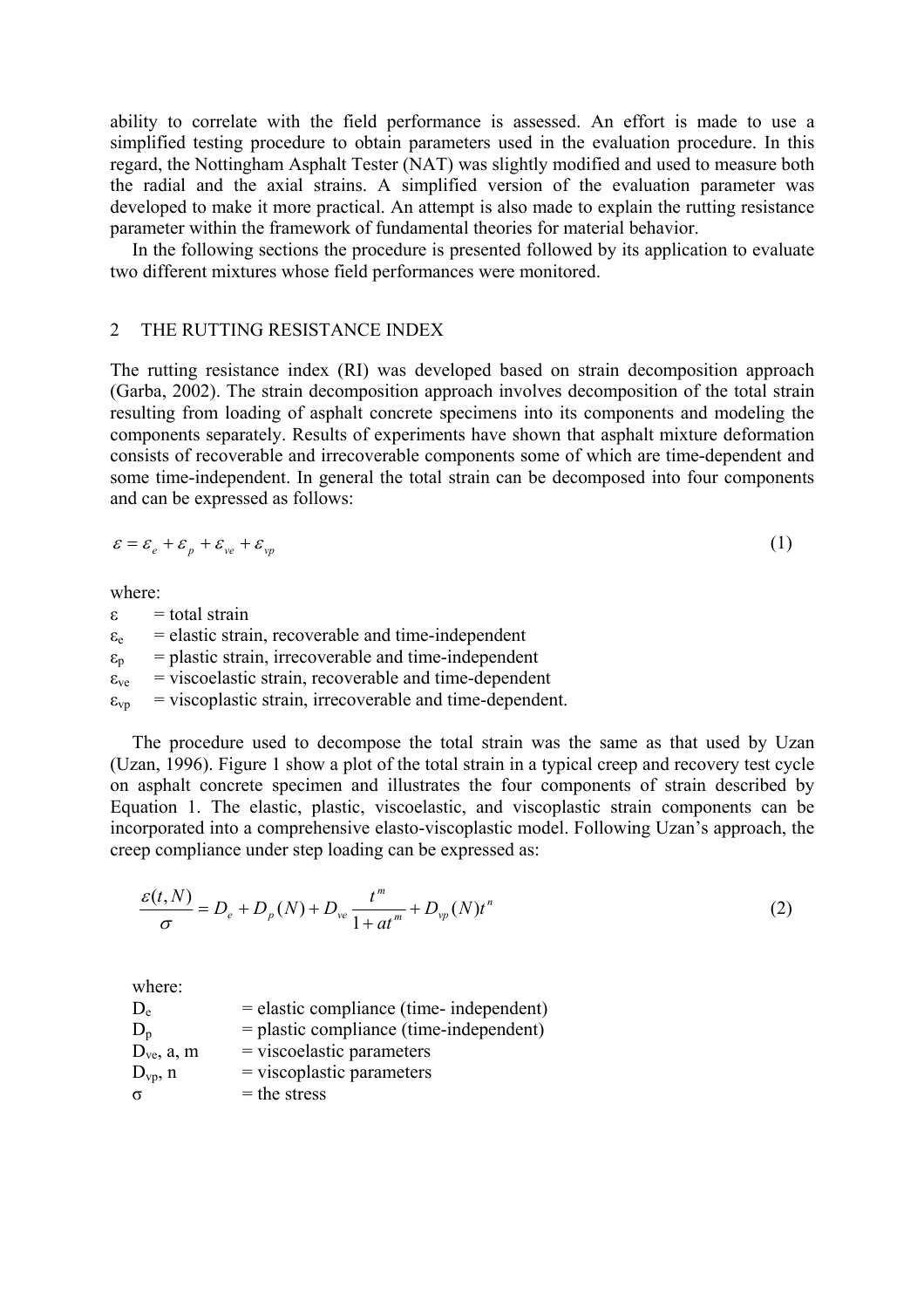ability to correlate with the field performance is assessed. An effort is made to use a simplified testing procedure to obtain parameters used in the evaluation procedure. In this regard, the Nottingham Asphalt Tester (NAT) was slightly modified and used to measure both the radial and the axial strains. A simplified version of the evaluation parameter was developed to make it more practical. An attempt is also made to explain the rutting resistance parameter within the framework of fundamental theories for material behavior.

In the following sections the procedure is presented followed by its application to evaluate two different mixtures whose field performances were monitored.

## 2 THE RUTTING RESISTANCE INDEX

The rutting resistance index (RI) was developed based on strain decomposition approach (Garba, 2002). The strain decomposition approach involves decomposition of the total strain resulting from loading of asphalt concrete specimens into its components and modeling the components separately. Results of experiments have shown that asphalt mixture deformation consists of recoverable and irrecoverable components some of which are time-dependent and some time-independent. In general the total strain can be decomposed into four components and can be expressed as follows:

$$\varepsilon = \varepsilon_e + \varepsilon_p + \varepsilon_{ve} + \varepsilon_{vp} \tag{1}$$

where:

$\varepsilon$ = total strain

$\varepsilon_e$ = elastic strain, recoverable and time-independent

$\varepsilon_p$ = plastic strain, irrecoverable and time-independent

$\varepsilon_{ve}$ = viscoelastic strain, recoverable and time-dependent

$\varepsilon_{vp}$ = viscoplastic strain, irrecoverable and time-dependent.

The procedure used to decompose the total strain was the same as that used by Uzan (Uzan, 1996). Figure 1 show a plot of the total strain in a typical creep and recovery test cycle on asphalt concrete specimen and illustrates the four components of strain described by Equation 1. The elastic, plastic, viscoelastic, and viscoplastic strain components can be incorporated into a comprehensive elasto-viscoplastic model. Following Uzan's approach, the creep compliance under step loading can be expressed as:

$$\frac{\varepsilon(t, N)}{\sigma} = D_e + D_p(N) + D_{ve}\frac{t^m}{1 + at^m} + D_{vp}(N)t^n \tag{2}$$

where:

$D_e$ = elastic compliance (time- independent)

$D_p$ = plastic compliance (time-independent)

$D_{ve}$, a, m = viscoelastic parameters

$D_{vp}$, n = viscoplastic parameters

$\sigma$ = the stress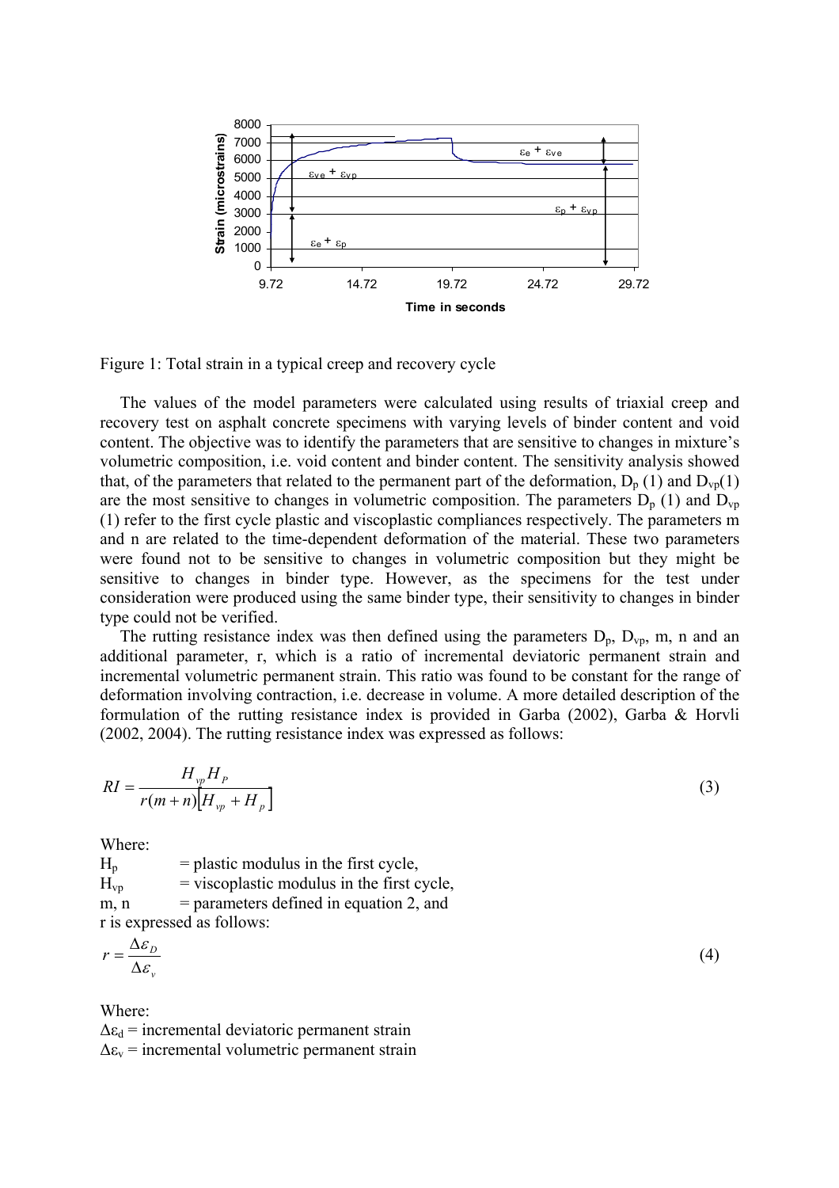Figure 1: Total strain in a typical creep and recovery cycle

The values of the model parameters were calculated using results of triaxial creep and recovery test on asphalt concrete specimens with varying levels of binder content and void content. The objective was to identify the parameters that are sensitive to changes in mixture's volumetric composition, i.e. void content and binder content. The sensitivity analysis showed that, of the parameters that related to the permanent part of the deformation, $D_p$ (1) and $D_{vp}$(1) are the most sensitive to changes in volumetric composition. The parameters $D_p$ (1) and $D_{vp}$ (1) refer to the first cycle plastic and viscoplastic compliances respectively. The parameters m and n are related to the time-dependent deformation of the material. These two parameters were found not to be sensitive to changes in volumetric composition but they might be sensitive to changes in binder type. However, as the specimens for the test under consideration were produced using the same binder type, their sensitivity to changes in binder type could not be verified.

The rutting resistance index was then defined using the parameters $D_p$, $D_{vp}$, m, n and an additional parameter, r, which is a ratio of incremental deviatoric permanent strain and incremental volumetric permanent strain. This ratio was found to be constant for the range of deformation involving contraction, i.e. decrease in volume. A more detailed description of the formulation of the rutting resistance index is provided in Garba (2002), Garba & Horvli (2002, 2004). The rutting resistance index was expressed as follows:

$$RI = \frac{H_{vp} H_P}{r(m+n)\left[H_{vp} + H_p\right]} \tag{3}$$

Where:

$H_p$ = plastic modulus in the first cycle,
$H_{vp}$ = viscoplastic modulus in the first cycle,
m, n = parameters defined in equation 2, and
r is expressed as follows:

$$r = \frac{\Delta \varepsilon_D}{\Delta \varepsilon_v} \tag{4}$$

Where:

$\Delta\varepsilon_d$ = incremental deviatoric permanent strain
$\Delta\varepsilon_v$ = incremental volumetric permanent strain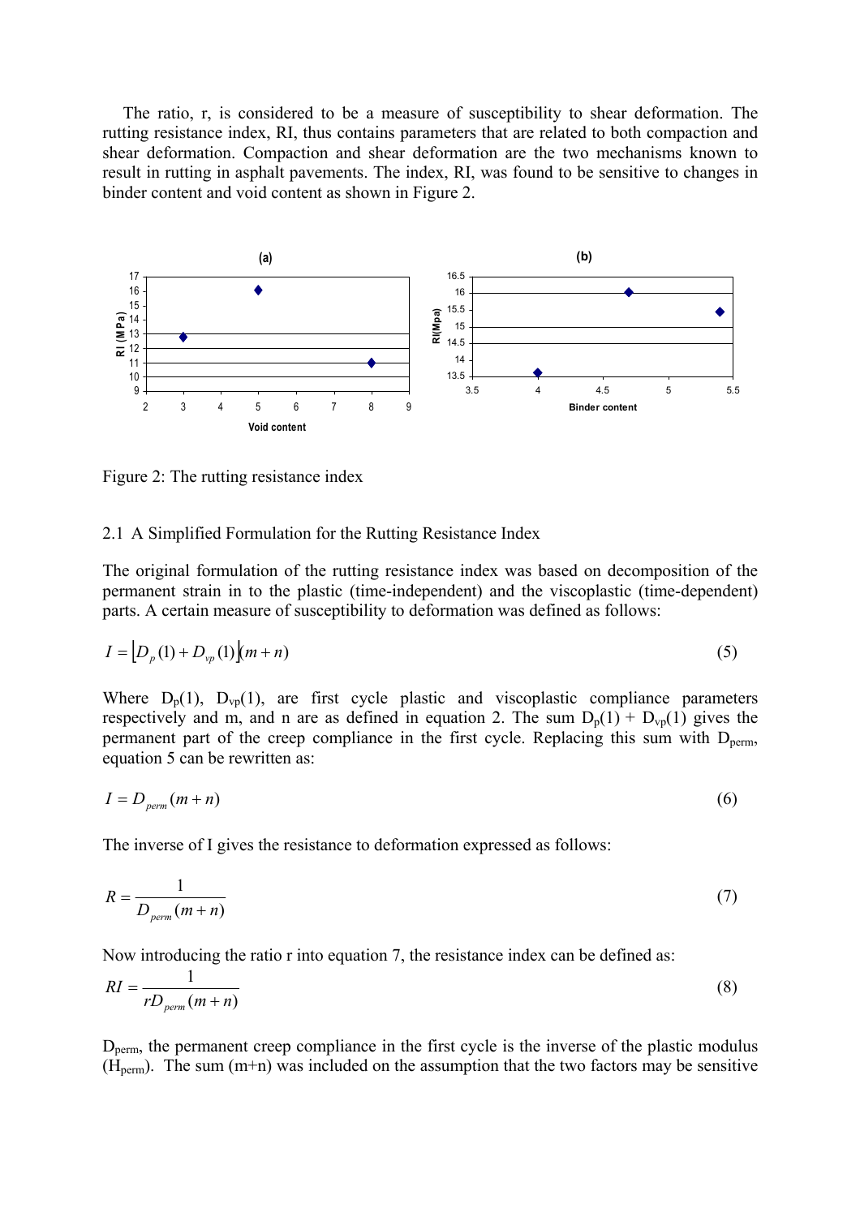The ratio, r, is considered to be a measure of susceptibility to shear deformation. The rutting resistance index, RI, thus contains parameters that are related to both compaction and shear deformation. Compaction and shear deformation are the two mechanisms known to result in rutting in asphalt pavements. The index, RI, was found to be sensitive to changes in binder content and void content as shown in Figure 2.

Figure 2: The rutting resistance index

## 2.1 A Simplified Formulation for the Rutting Resistance Index

The original formulation of the rutting resistance index was based on decomposition of the permanent strain in to the plastic (time-independent) and the viscoplastic (time-dependent) parts. A certain measure of susceptibility to deformation was defined as follows:

$$I = \left[D_p(1) + D_{vp}(1)\right](m + n) \tag{5}$$

Where $D_p(1)$, $D_{vp}(1)$, are first cycle plastic and viscoplastic compliance parameters respectively and m, and n are as defined in equation 2. The sum $D_p(1) + D_{vp}(1)$ gives the permanent part of the creep compliance in the first cycle. Replacing this sum with $D_{perm}$, equation 5 can be rewritten as:

$$I = D_{perm}(m + n) \tag{6}$$

The inverse of I gives the resistance to deformation expressed as follows:

$$R = \frac{1}{D_{perm}(m + n)} \tag{7}$$

Now introducing the ratio r into equation 7, the resistance index can be defined as:

$$RI = \frac{1}{rD_{perm}(m + n)} \tag{8}$$

$D_{perm}$, the permanent creep compliance in the first cycle is the inverse of the plastic modulus ($H_{perm}$). The sum (m+n) was included on the assumption that the two factors may be sensitive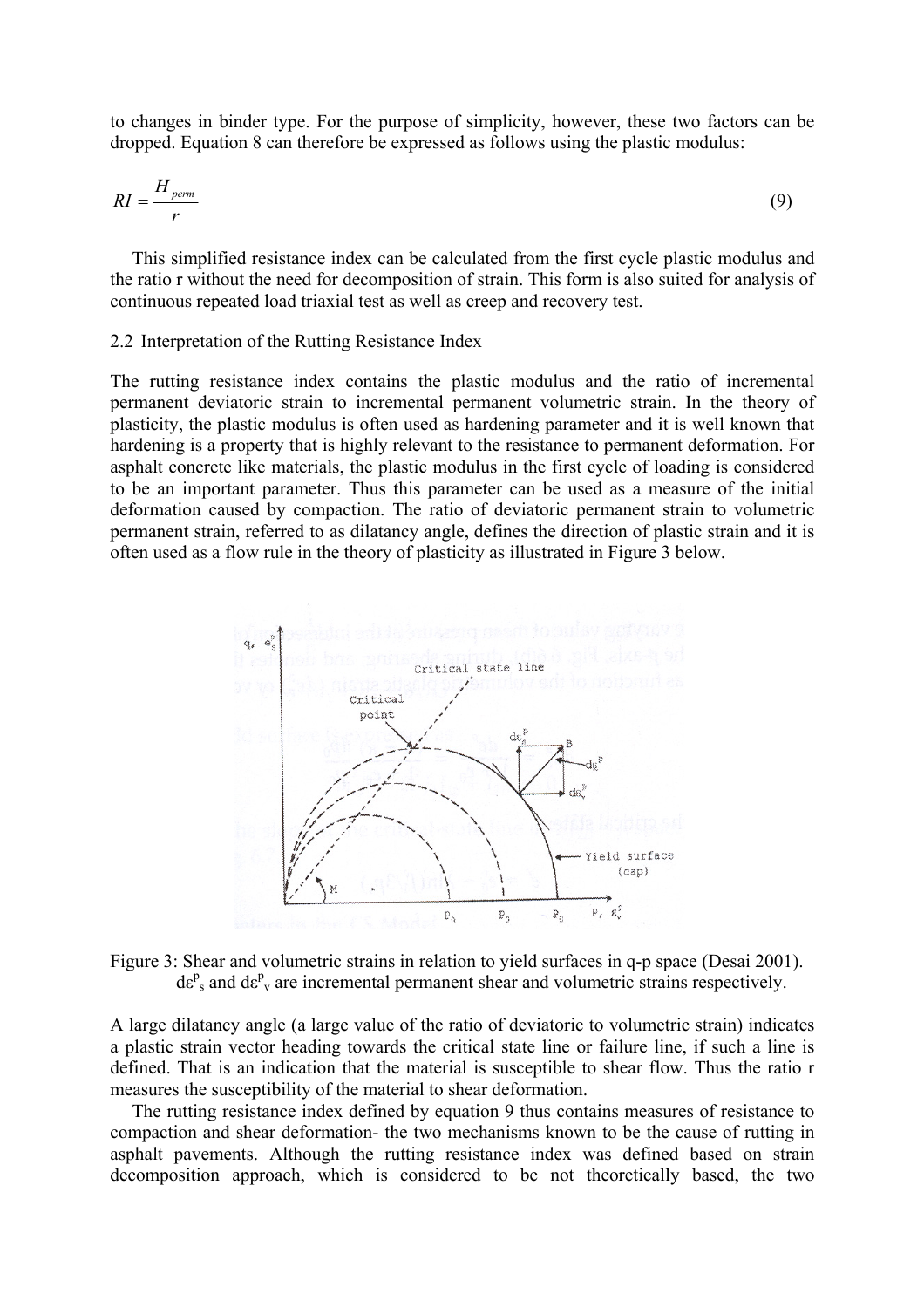to changes in binder type. For the purpose of simplicity, however, these two factors can be dropped. Equation 8 can therefore be expressed as follows using the plastic modulus:

$$RI = \frac{H_{perm}}{r} \tag{9}$$

This simplified resistance index can be calculated from the first cycle plastic modulus and the ratio r without the need for decomposition of strain. This form is also suited for analysis of continuous repeated load triaxial test as well as creep and recovery test.

## 2.2 Interpretation of the Rutting Resistance Index

The rutting resistance index contains the plastic modulus and the ratio of incremental permanent deviatoric strain to incremental permanent volumetric strain. In the theory of plasticity, the plastic modulus is often used as hardening parameter and it is well known that hardening is a property that is highly relevant to the resistance to permanent deformation. For asphalt concrete like materials, the plastic modulus in the first cycle of loading is considered to be an important parameter. Thus this parameter can be used as a measure of the initial deformation caused by compaction. The ratio of deviatoric permanent strain to volumetric permanent strain, referred to as dilatancy angle, defines the direction of plastic strain and it is often used as a flow rule in the theory of plasticity as illustrated in Figure 3 below.

Figure 3: Shear and volumetric strains in relation to yield surfaces in q-p space (Desai 2001). $d\varepsilon^p_s$ and $d\varepsilon^p_v$ are incremental permanent shear and volumetric strains respectively.

A large dilatancy angle (a large value of the ratio of deviatoric to volumetric strain) indicates a plastic strain vector heading towards the critical state line or failure line, if such a line is defined. That is an indication that the material is susceptible to shear flow. Thus the ratio r measures the susceptibility of the material to shear deformation.

The rutting resistance index defined by equation 9 thus contains measures of resistance to compaction and shear deformation- the two mechanisms known to be the cause of rutting in asphalt pavements. Although the rutting resistance index was defined based on strain decomposition approach, which is considered to be not theoretically based, the two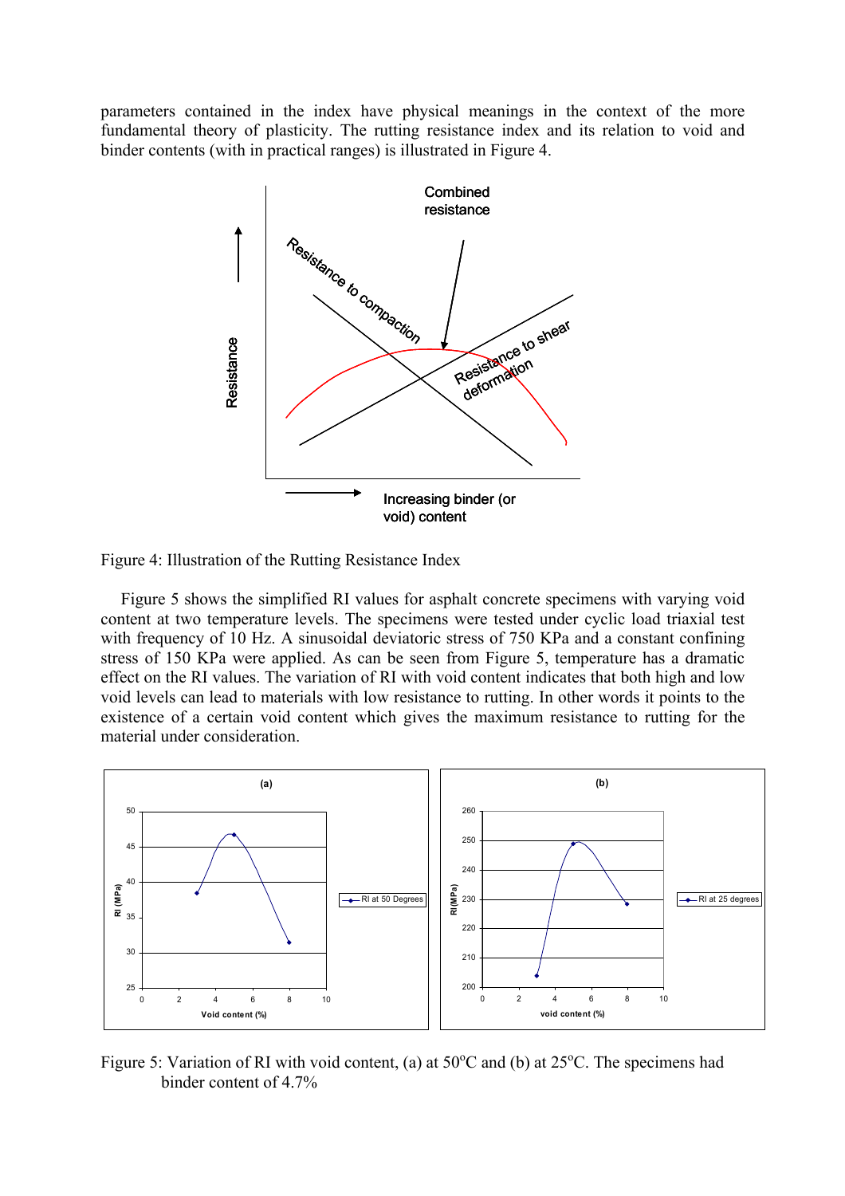parameters contained in the index have physical meanings in the context of the more fundamental theory of plasticity. The rutting resistance index and its relation to void and binder contents (with in practical ranges) is illustrated in Figure 4.

Figure 4: Illustration of the Rutting Resistance Index

Figure 5 shows the simplified RI values for asphalt concrete specimens with varying void content at two temperature levels. The specimens were tested under cyclic load triaxial test with frequency of 10 Hz. A sinusoidal deviatoric stress of 750 KPa and a constant confining stress of 150 KPa were applied. As can be seen from Figure 5, temperature has a dramatic effect on the RI values. The variation of RI with void content indicates that both high and low void levels can lead to materials with low resistance to rutting. In other words it points to the existence of a certain void content which gives the maximum resistance to rutting for the material under consideration.

Figure 5: Variation of RI with void content, (a) at 50°C and (b) at 25°C. The specimens had binder content of 4.7%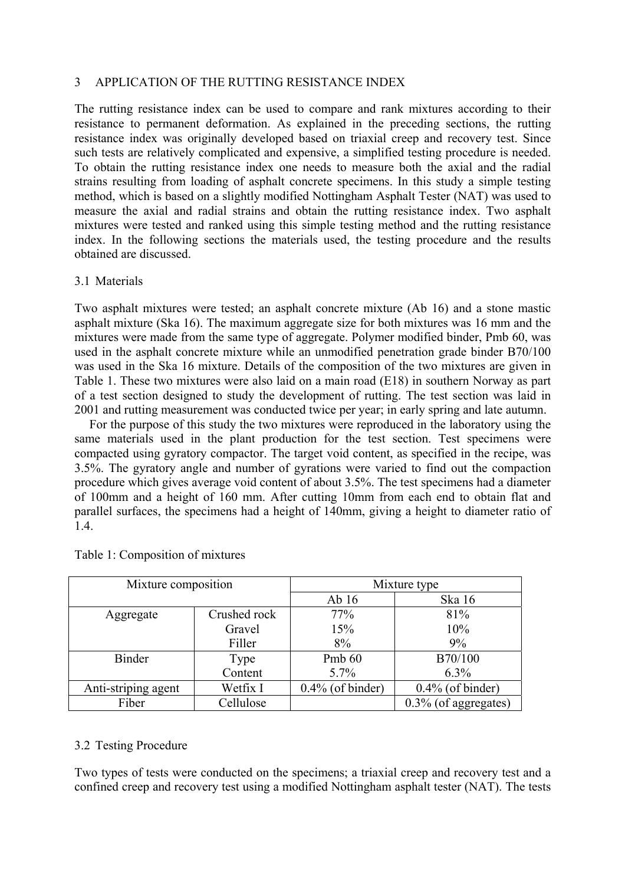## 3 APPLICATION OF THE RUTTING RESISTANCE INDEX

The rutting resistance index can be used to compare and rank mixtures according to their resistance to permanent deformation. As explained in the preceding sections, the rutting resistance index was originally developed based on triaxial creep and recovery test. Since such tests are relatively complicated and expensive, a simplified testing procedure is needed. To obtain the rutting resistance index one needs to measure both the axial and the radial strains resulting from loading of asphalt concrete specimens. In this study a simple testing method, which is based on a slightly modified Nottingham Asphalt Tester (NAT) was used to measure the axial and radial strains and obtain the rutting resistance index. Two asphalt mixtures were tested and ranked using this simple testing method and the rutting resistance index. In the following sections the materials used, the testing procedure and the results obtained are discussed.

### 3.1 Materials

Two asphalt mixtures were tested; an asphalt concrete mixture (Ab 16) and a stone mastic asphalt mixture (Ska 16). The maximum aggregate size for both mixtures was 16 mm and the mixtures were made from the same type of aggregate. Polymer modified binder, Pmb 60, was used in the asphalt concrete mixture while an unmodified penetration grade binder B70/100 was used in the Ska 16 mixture. Details of the composition of the two mixtures are given in Table 1. These two mixtures were also laid on a main road (E18) in southern Norway as part of a test section designed to study the development of rutting. The test section was laid in 2001 and rutting measurement was conducted twice per year; in early spring and late autumn.

For the purpose of this study the two mixtures were reproduced in the laboratory using the same materials used in the plant production for the test section. Test specimens were compacted using gyratory compactor. The target void content, as specified in the recipe, was 3.5%. The gyratory angle and number of gyrations were varied to find out the compaction procedure which gives average void content of about 3.5%. The test specimens had a diameter of 100mm and a height of 160 mm. After cutting 10mm from each end to obtain flat and parallel surfaces, the specimens had a height of 140mm, giving a height to diameter ratio of 1.4.

Table 1: Composition of mixtures

| Mixture composition | | Mixture type | |
|---|---|---|---|
| | | Ab 16 | Ska 16 |
| Aggregate | Crushed rock | 77% | 81% |
| | Gravel | 15% | 10% |
| | Filler | 8% | 9% |
| Binder | Type | Pmb 60 | B70/100 |
| | Content | 5.7% | 6.3% |
| Anti-striping agent | Wetfix I | 0.4% (of binder) | 0.4% (of binder) |
| Fiber | Cellulose | | 0.3% (of aggregates) |

### 3.2 Testing Procedure

Two types of tests were conducted on the specimens; a triaxial creep and recovery test and a confined creep and recovery test using a modified Nottingham asphalt tester (NAT). The tests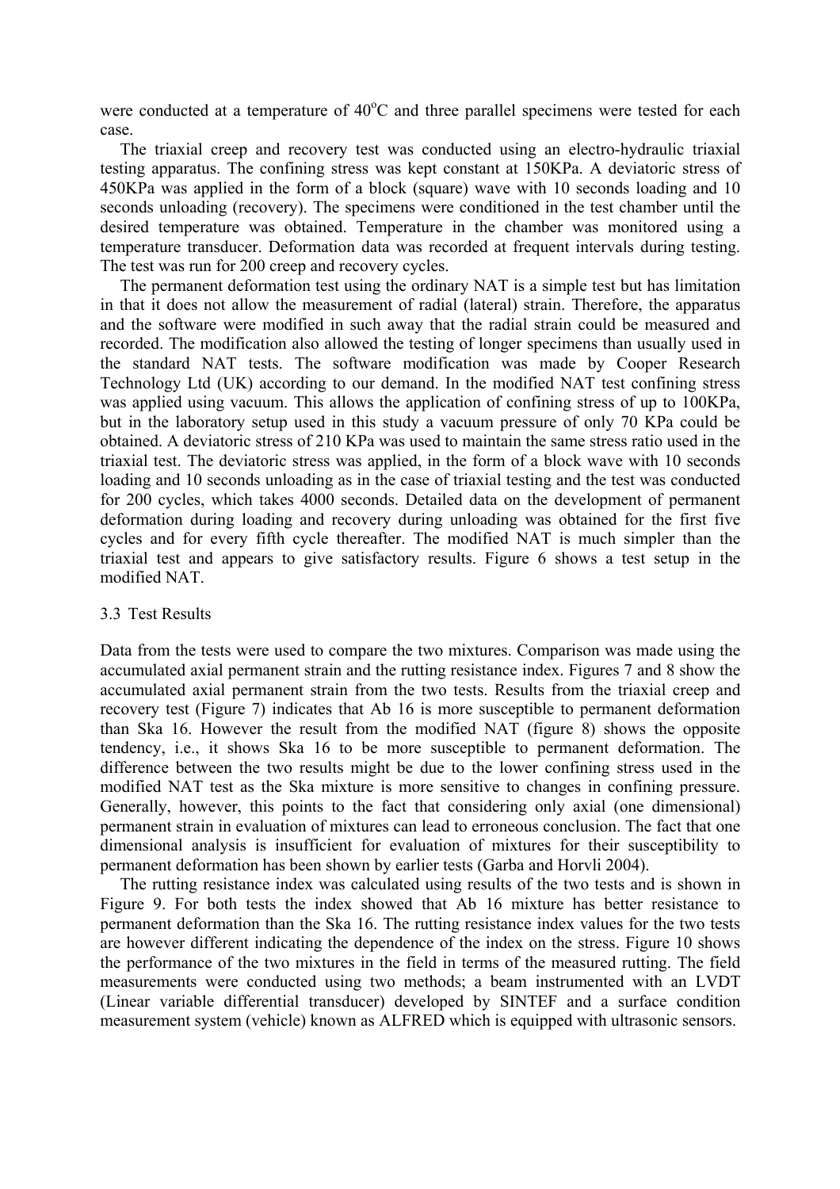were conducted at a temperature of 40$^o$C and three parallel specimens were tested for each case.

The triaxial creep and recovery test was conducted using an electro-hydraulic triaxial testing apparatus. The confining stress was kept constant at 150KPa. A deviatoric stress of 450KPa was applied in the form of a block (square) wave with 10 seconds loading and 10 seconds unloading (recovery). The specimens were conditioned in the test chamber until the desired temperature was obtained. Temperature in the chamber was monitored using a temperature transducer. Deformation data was recorded at frequent intervals during testing. The test was run for 200 creep and recovery cycles.

The permanent deformation test using the ordinary NAT is a simple test but has limitation in that it does not allow the measurement of radial (lateral) strain. Therefore, the apparatus and the software were modified in such away that the radial strain could be measured and recorded. The modification also allowed the testing of longer specimens than usually used in the standard NAT tests. The software modification was made by Cooper Research Technology Ltd (UK) according to our demand. In the modified NAT test confining stress was applied using vacuum. This allows the application of confining stress of up to 100KPa, but in the laboratory setup used in this study a vacuum pressure of only 70 KPa could be obtained. A deviatoric stress of 210 KPa was used to maintain the same stress ratio used in the triaxial test. The deviatoric stress was applied, in the form of a block wave with 10 seconds loading and 10 seconds unloading as in the case of triaxial testing and the test was conducted for 200 cycles, which takes 4000 seconds. Detailed data on the development of permanent deformation during loading and recovery during unloading was obtained for the first five cycles and for every fifth cycle thereafter. The modified NAT is much simpler than the triaxial test and appears to give satisfactory results. Figure 6 shows a test setup in the modified NAT.

### 3.3 Test Results

Data from the tests were used to compare the two mixtures. Comparison was made using the accumulated axial permanent strain and the rutting resistance index. Figures 7 and 8 show the accumulated axial permanent strain from the two tests. Results from the triaxial creep and recovery test (Figure 7) indicates that Ab 16 is more susceptible to permanent deformation than Ska 16. However the result from the modified NAT (figure 8) shows the opposite tendency, i.e., it shows Ska 16 to be more susceptible to permanent deformation. The difference between the two results might be due to the lower confining stress used in the modified NAT test as the Ska mixture is more sensitive to changes in confining pressure. Generally, however, this points to the fact that considering only axial (one dimensional) permanent strain in evaluation of mixtures can lead to erroneous conclusion. The fact that one dimensional analysis is insufficient for evaluation of mixtures for their susceptibility to permanent deformation has been shown by earlier tests (Garba and Horvli 2004).

The rutting resistance index was calculated using results of the two tests and is shown in Figure 9. For both tests the index showed that Ab 16 mixture has better resistance to permanent deformation than the Ska 16. The rutting resistance index values for the two tests are however different indicating the dependence of the index on the stress. Figure 10 shows the performance of the two mixtures in the field in terms of the measured rutting. The field measurements were conducted using two methods; a beam instrumented with an LVDT (Linear variable differential transducer) developed by SINTEF and a surface condition measurement system (vehicle) known as ALFRED which is equipped with ultrasonic sensors.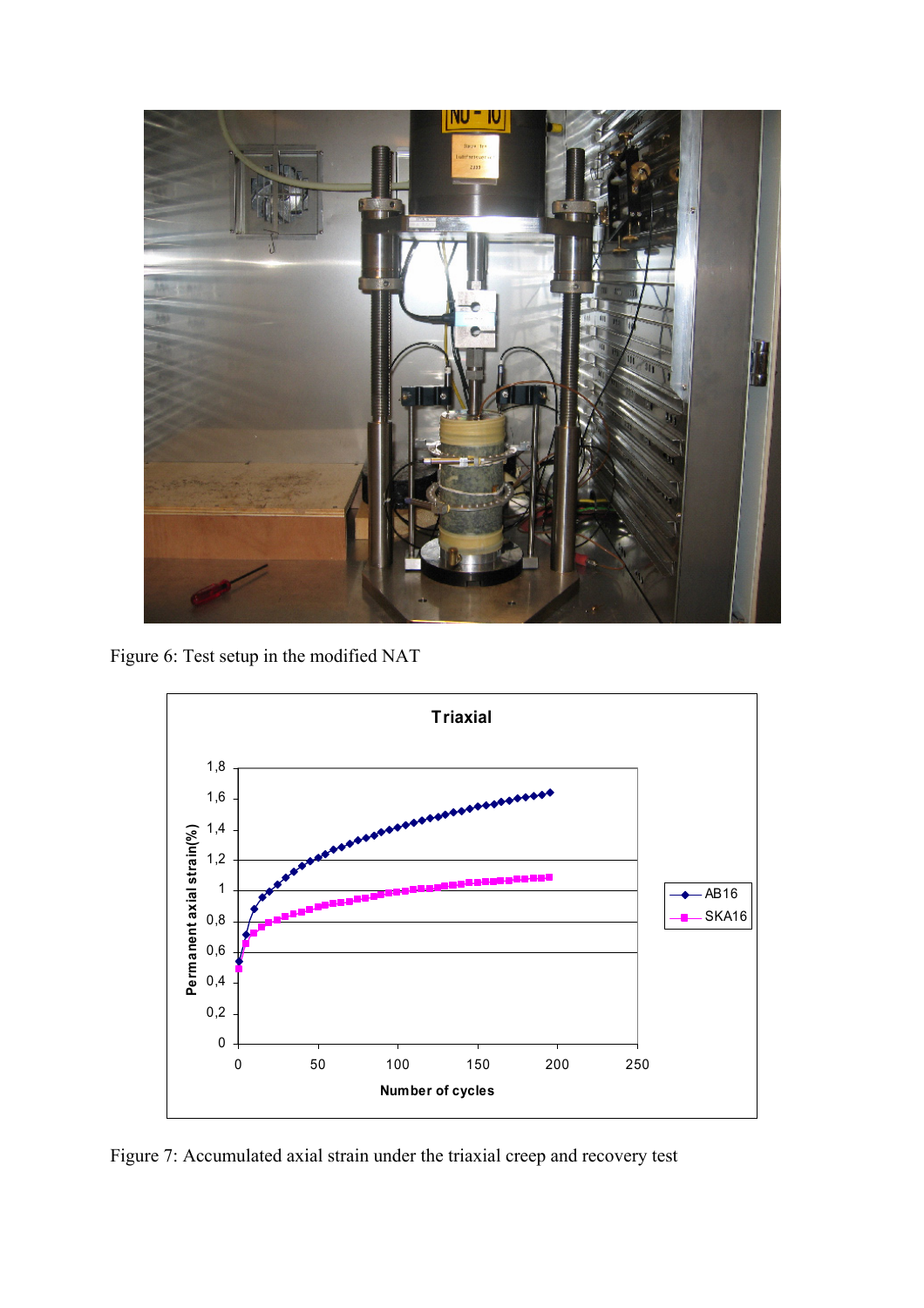Figure 6: Test setup in the modified NAT

Figure 7: Accumulated axial strain under the triaxial creep and recovery test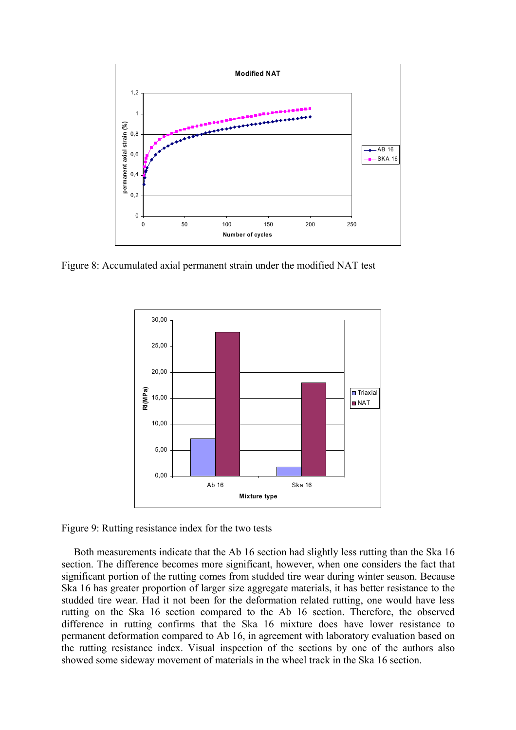Figure 8: Accumulated axial permanent strain under the modified NAT test

Figure 9: Rutting resistance index for the two tests

Both measurements indicate that the Ab 16 section had slightly less rutting than the Ska 16 section. The difference becomes more significant, however, when one considers the fact that significant portion of the rutting comes from studded tire wear during winter season. Because Ska 16 has greater proportion of larger size aggregate materials, it has better resistance to the studded tire wear. Had it not been for the deformation related rutting, one would have less rutting on the Ska 16 section compared to the Ab 16 section. Therefore, the observed difference in rutting confirms that the Ska 16 mixture does have lower resistance to permanent deformation compared to Ab 16, in agreement with laboratory evaluation based on the rutting resistance index. Visual inspection of the sections by one of the authors also showed some sideway movement of materials in the wheel track in the Ska 16 section.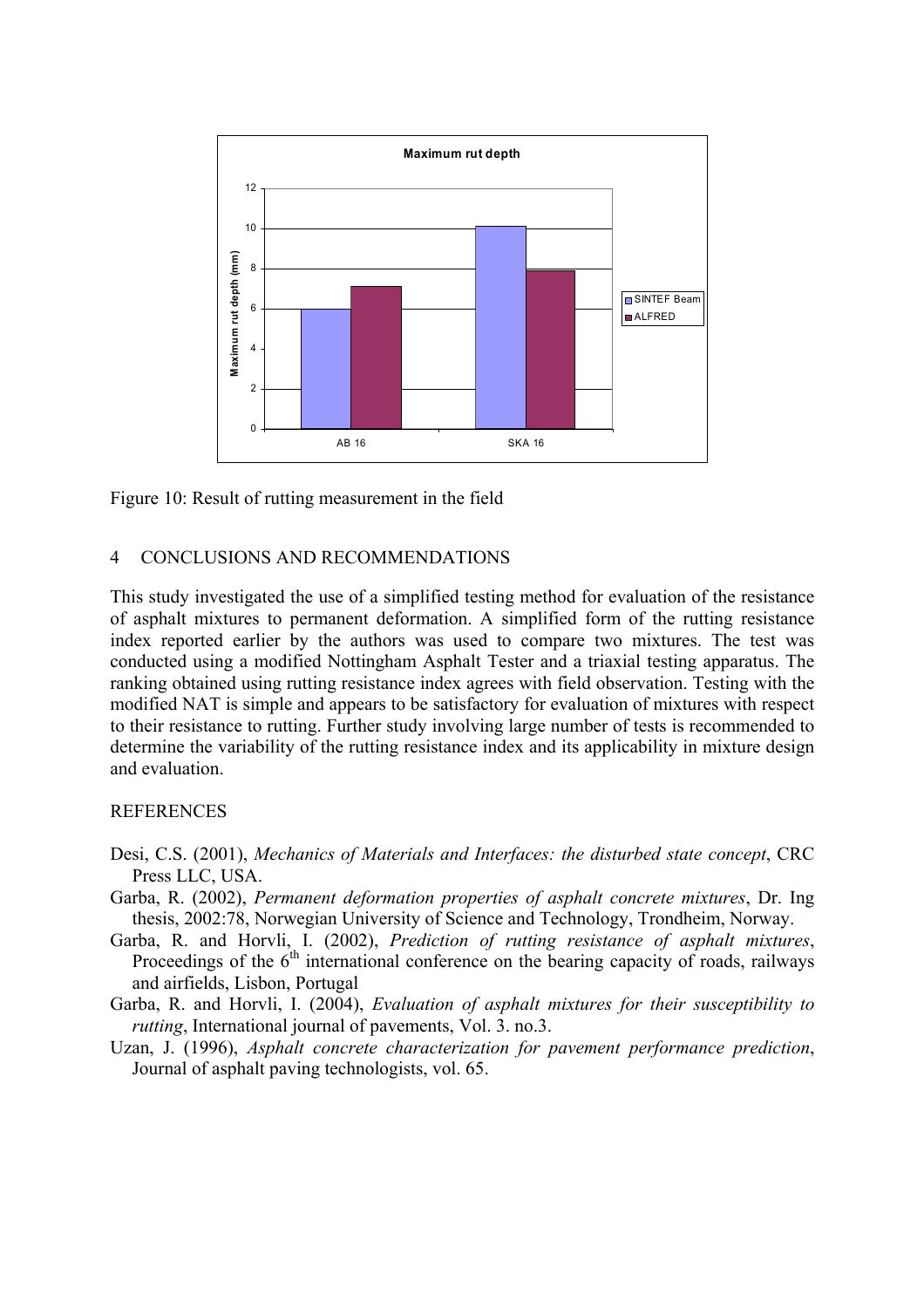Maximum rut depth

Maximum rut depth (mm)

12
10
8
6
4
2
0

AB 16
SKA 16

SINTEF Beam
ALFRED

Figure 10: Result of rutting measurement in the field

## 4 CONCLUSIONS AND RECOMMENDATIONS

This study investigated the use of a simplified testing method for evaluation of the resistance of asphalt mixtures to permanent deformation. A simplified form of the rutting resistance index reported earlier by the authors was used to compare two mixtures. The test was conducted using a modified Nottingham Asphalt Tester and a triaxial testing apparatus. The ranking obtained using rutting resistance index agrees with field observation. Testing with the modified NAT is simple and appears to be satisfactory for evaluation of mixtures with respect to their resistance to rutting. Further study involving large number of tests is recommended to determine the variability of the rutting resistance index and its applicability in mixture design and evaluation.

## REFERENCES

Desi, C.S. (2001), *Mechanics of Materials and Interfaces: the disturbed state concept*, CRC Press LLC, USA.

Garba, R. (2002), *Permanent deformation properties of asphalt concrete mixtures*, Dr. Ing thesis, 2002:78, Norwegian University of Science and Technology, Trondheim, Norway.

Garba, R. and Horvli, I. (2002), *Prediction of rutting resistance of asphalt mixtures*, Proceedings of the 6th international conference on the bearing capacity of roads, railways and airfields, Lisbon, Portugal

Garba, R. and Horvli, I. (2004), *Evaluation of asphalt mixtures for their susceptibility to rutting*, International journal of pavements, Vol. 3. no.3.

Uzan, J. (1996), *Asphalt concrete characterization for pavement performance prediction*, Journal of asphalt paving technologists, vol. 65.